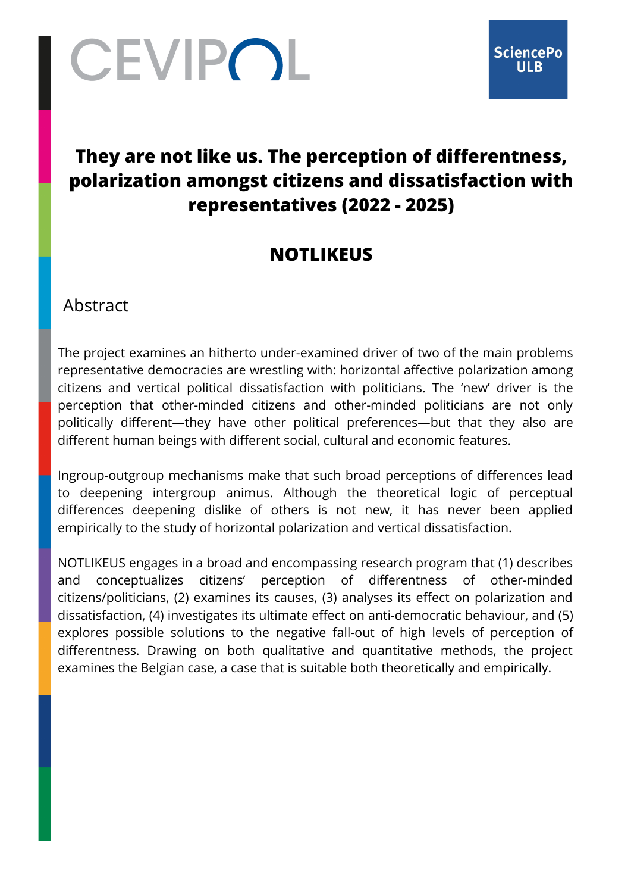CEVIPOL

SciencePo ULB

# They are not like us. The perception of differentness, polarization amongst citizens and dissatisfaction with representatives (2022 - 2025)

## NOTLIKEUS

### Abstract

The project examines an hitherto under-examined driver of two of the main problems representative democracies are wrestling with: horizontal affective polarization among citizens and vertical political dissatisfaction with politicians. The 'new' driver is the perception that other-minded citizens and other-minded politicians are not only politically different—they have other political preferences—but that they also are different human beings with different social, cultural and economic features.

Ingroup-outgroup mechanisms make that such broad perceptions of differences lead to deepening intergroup animus. Although the theoretical logic of perceptual differences deepening dislike of others is not new, it has never been applied empirically to the study of horizontal polarization and vertical dissatisfaction.

NOTLIKEUS engages in a broad and encompassing research program that (1) describes and conceptualizes citizens' perception of differentness of other-minded citizens/politicians, (2) examines its causes, (3) analyses its effect on polarization and dissatisfaction, (4) investigates its ultimate effect on anti-democratic behaviour, and (5) explores possible solutions to the negative fall-out of high levels of perception of differentness. Drawing on both qualitative and quantitative methods, the project examines the Belgian case, a case that is suitable both theoretically and empirically.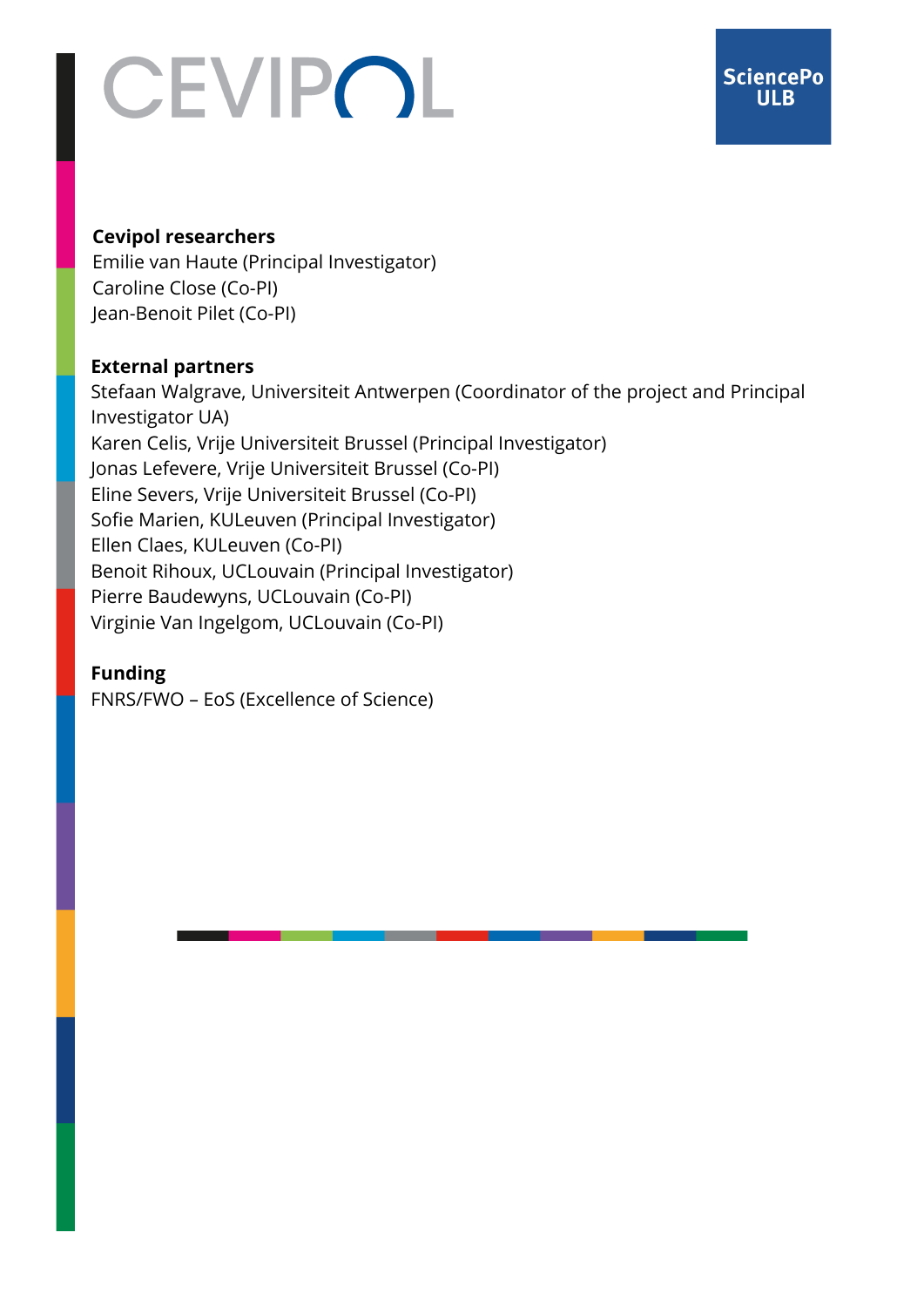**Cevipol researchers**

Emilie van Haute (Principal Investigator)
Caroline Close (Co-PI)
Jean-Benoit Pilet (Co-PI)

**External partners**

Stefaan Walgrave, Universiteit Antwerpen (Coordinator of the project and Principal Investigator UA)
Karen Celis, Vrije Universiteit Brussel (Principal Investigator)
Jonas Lefevere, Vrije Universiteit Brussel (Co-PI)
Eline Severs, Vrije Universiteit Brussel (Co-PI)
Sofie Marien, KULeuven (Principal Investigator)
Ellen Claes, KULeuven (Co-PI)
Benoit Rihoux, UCLouvain (Principal Investigator)
Pierre Baudewyns, UCLouvain (Co-PI)
Virginie Van Ingelgom, UCLouvain (Co-PI)

**Funding**

FNRS/FWO – EoS (Excellence of Science)